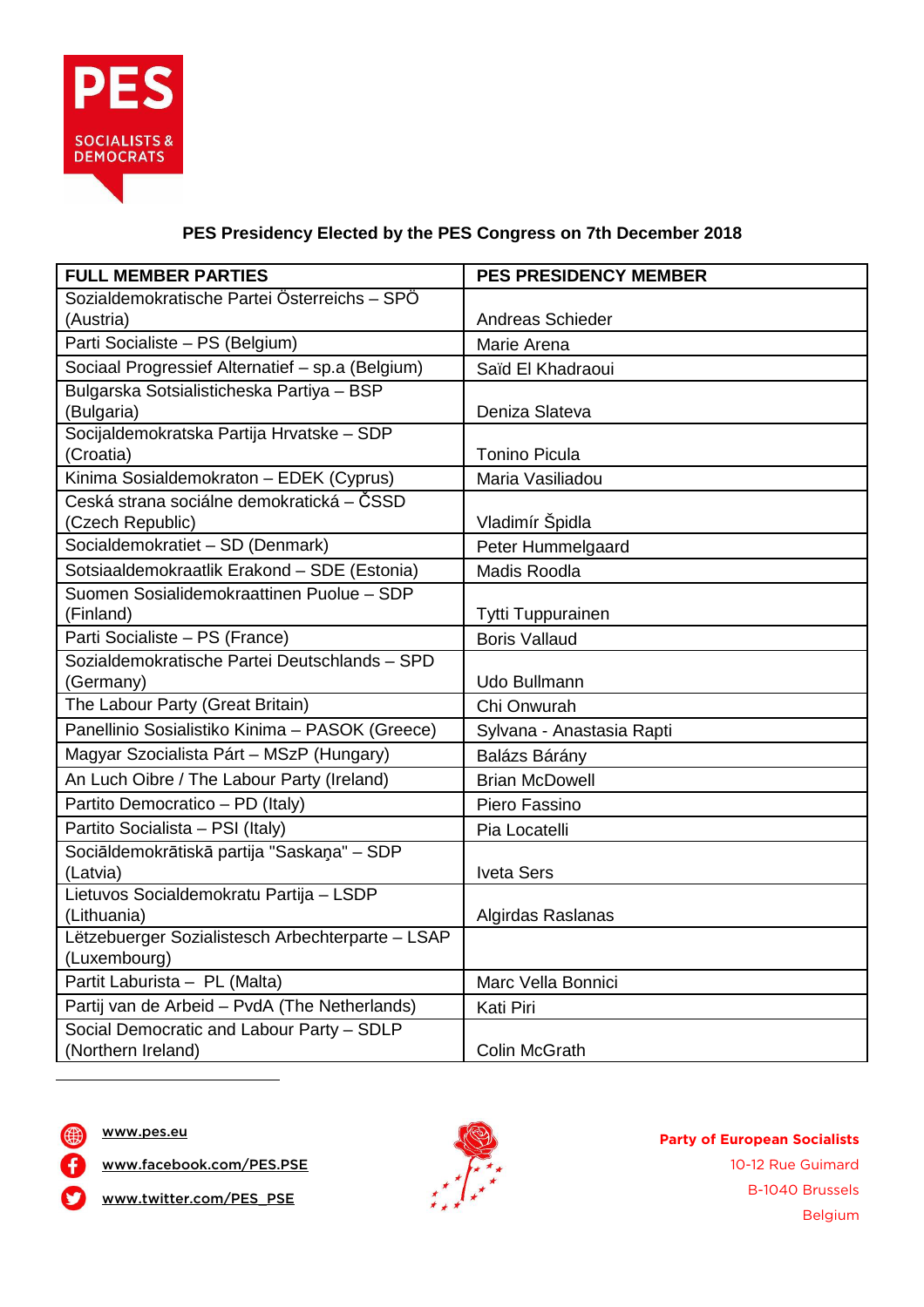PES SOCIALISTS & DEMOCRATS

## PES Presidency Elected by the PES Congress on 7th December 2018

| FULL MEMBER PARTIES | PES PRESIDENCY MEMBER |
|---|---|
| Sozialdemokratische Partei Österreichs – SPÖ (Austria) | Andreas Schieder |
| Parti Socialiste – PS (Belgium) | Marie Arena |
| Sociaal Progressief Alternatief – sp.a (Belgium) | Saïd El Khadraoui |
| Bulgarska Sotsialisticheska Partiya – BSP (Bulgaria) | Deniza Slateva |
| Socijaldemokratska Partija Hrvatske – SDP (Croatia) | Tonino Picula |
| Kinima Sosialdemokraton – EDEK (Cyprus) | Maria Vasiliadou |
| Ceská strana sociálne demokratická – ČSSD (Czech Republic) | Vladimír Špidla |
| Socialdemokratiet – SD (Denmark) | Peter Hummelgaard |
| Sotsiaaldemokraatlik Erakond – SDE (Estonia) | Madis Roodla |
| Suomen Sosialidemokraattinen Puolue – SDP (Finland) | Tytti Tuppurainen |
| Parti Socialiste – PS (France) | Boris Vallaud |
| Sozialdemokratische Partei Deutschlands – SPD (Germany) | Udo Bullmann |
| The Labour Party (Great Britain) | Chi Onwurah |
| Panellinio Sosialistiko Kinima – PASOK (Greece) | Sylvana - Anastasia Rapti |
| Magyar Szocialista Párt – MSzP (Hungary) | Balázs Bárány |
| An Luch Oibre / The Labour Party (Ireland) | Brian McDowell |
| Partito Democratico – PD (Italy) | Piero Fassino |
| Partito Socialista – PSI (Italy) | Pia Locatelli |
| Sociāldemokrātiskā partija "Saskaņa" – SDP (Latvia) | Iveta Sers |
| Lietuvos Socialdemokratu Partija – LSDP (Lithuania) | Algirdas Raslanas |
| Lëtzebuerger Sozialistesch Arbechterparte – LSAP (Luxembourg) | |
| Partit Laburista – PL (Malta) | Marc Vella Bonnici |
| Partij van de Arbeid – PvdA (The Netherlands) | Kati Piri |
| Social Democratic and Labour Party – SDLP (Northern Ireland) | Colin McGrath |

www.pes.eu
www.facebook.com/PES.PSE
www.twitter.com/PES_PSE

**Party of European Socialists**
10-12 Rue Guimard
B-1040 Brussels
Belgium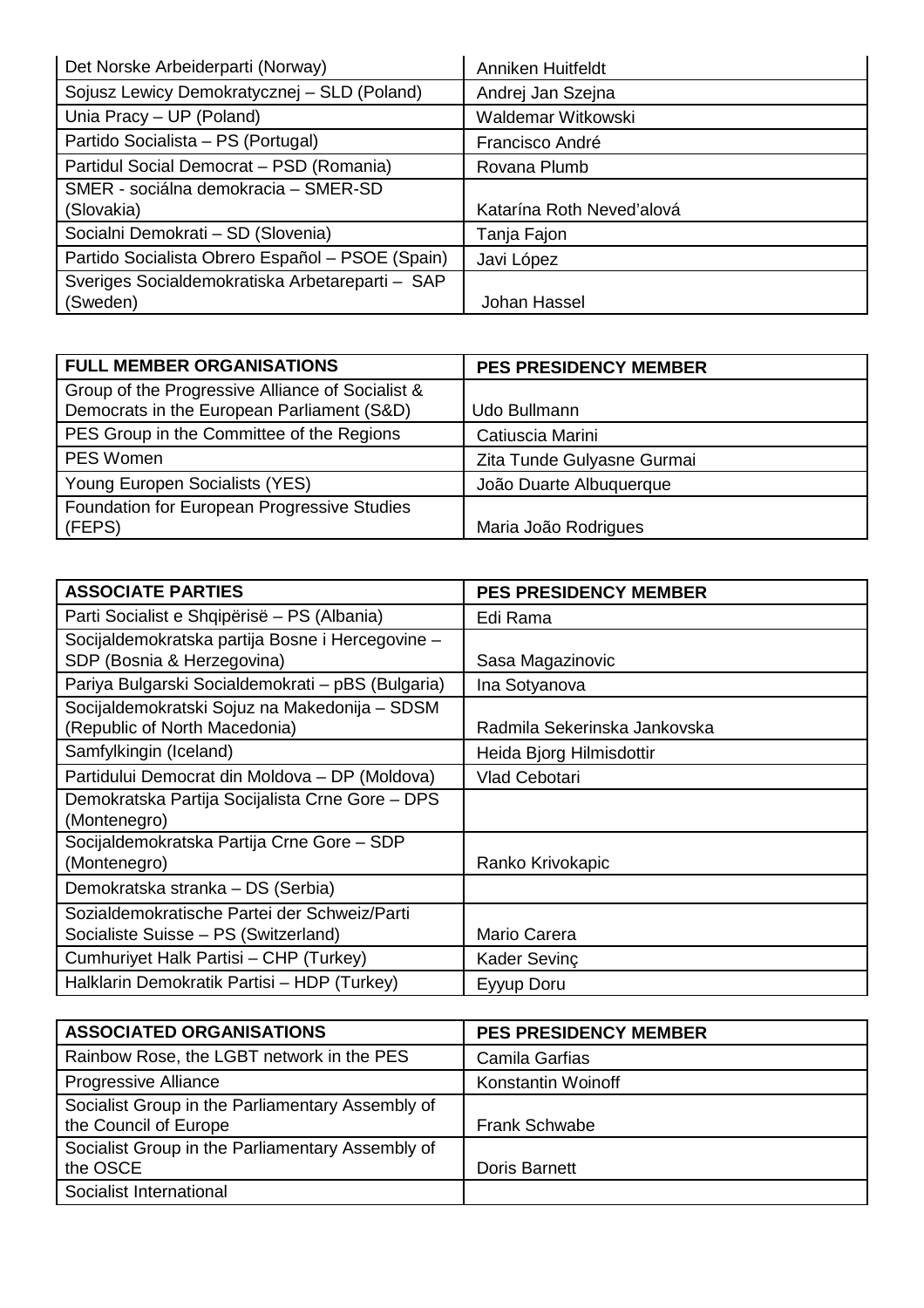| | |
|---|---|
| Det Norske Arbeiderparti (Norway) | Anniken Huitfeldt |
| Sojusz Lewicy Demokratycznej – SLD (Poland) | Andrej Jan Szejna |
| Unia Pracy – UP (Poland) | Waldemar Witkowski |
| Partido Socialista – PS (Portugal) | Francisco André |
| Partidul Social Democrat – PSD (Romania) | Rovana Plumb |
| SMER - sociálna demokracia – SMER-SD (Slovakia) | Katarína Roth Neved'alová |
| Socialni Demokrati – SD (Slovenia) | Tanja Fajon |
| Partido Socialista Obrero Español – PSOE (Spain) | Javi López |
| Sveriges Socialdemokratiska Arbetareparti – SAP (Sweden) | Johan Hassel |

| FULL MEMBER ORGANISATIONS | PES PRESIDENCY MEMBER |
|---|---|
| Group of the Progressive Alliance of Socialist & Democrats in the European Parliament (S&D) | Udo Bullmann |
| PES Group in the Committee of the Regions | Catiuscia Marini |
| PES Women | Zita Tunde Gulyasne Gurmai |
| Young Europen Socialists (YES) | João Duarte Albuquerque |
| Foundation for European Progressive Studies (FEPS) | Maria João Rodrigues |

| ASSOCIATE PARTIES | PES PRESIDENCY MEMBER |
|---|---|
| Parti Socialist e Shqipërisë – PS (Albania) | Edi Rama |
| Socijaldemokratska partija Bosne i Hercegovine – SDP (Bosnia & Herzegovina) | Sasa Magazinovic |
| Pariya Bulgarski Socialdemokrati – pBS (Bulgaria) | Ina Sotyanova |
| Socijaldemokratski Sojuz na Makedonija – SDSM (Republic of North Macedonia) | Radmila Sekerinska Jankovska |
| Samfylkingin (Iceland) | Heida Bjorg Hilmisdottir |
| Partidului Democrat din Moldova – DP (Moldova) | Vlad Cebotari |
| Demokratska Partija Socijalista Crne Gore – DPS (Montenegro) | |
| Socijaldemokratska Partija Crne Gore – SDP (Montenegro) | Ranko Krivokapic |
| Demokratska stranka – DS (Serbia) | |
| Sozialdemokratische Partei der Schweiz/Parti Socialiste Suisse – PS (Switzerland) | Mario Carera |
| Cumhuriyet Halk Partisi – CHP (Turkey) | Kader Sevinç |
| Halklarin Demokratik Partisi – HDP (Turkey) | Eyyup Doru |

| ASSOCIATED ORGANISATIONS | PES PRESIDENCY MEMBER |
|---|---|
| Rainbow Rose, the LGBT network in the PES | Camila Garfias |
| Progressive Alliance | Konstantin Woinoff |
| Socialist Group in the Parliamentary Assembly of the Council of Europe | Frank Schwabe |
| Socialist Group in the Parliamentary Assembly of the OSCE | Doris Barnett |
| Socialist International | |